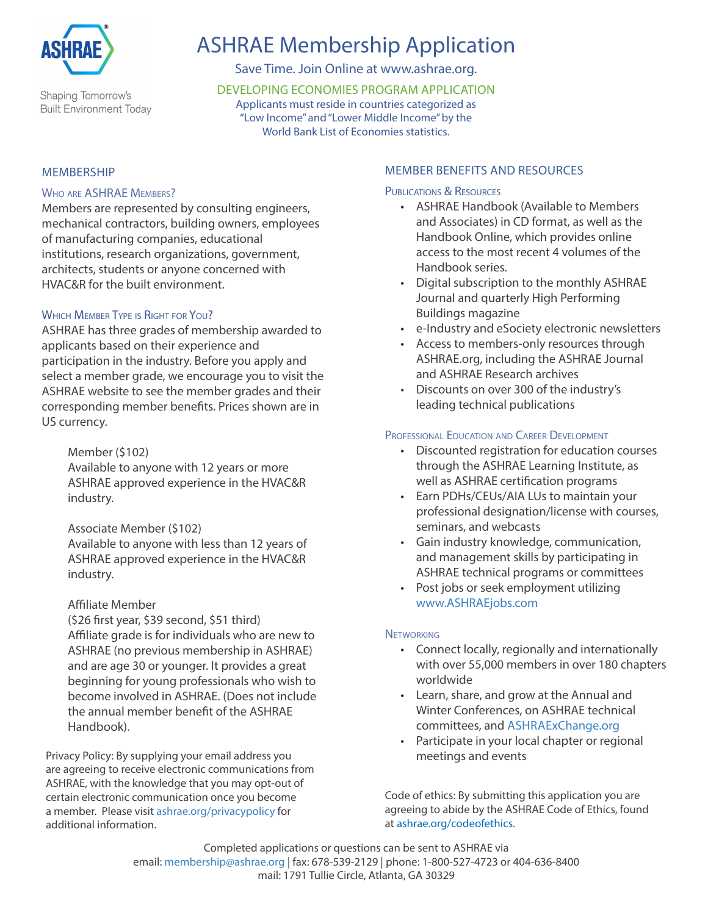ASHRAE

Shaping Tomorrow's Built Environment Today

# ASHRAE Membership Application

Save Time. Join Online at www.ashrae.org.

DEVELOPING ECONOMIES PROGRAM APPLICATION

Applicants must reside in countries categorized as "Low Income" and "Lower Middle Income" by the World Bank List of Economies statistics.

## MEMBERSHIP

### Who are ASHRAE Members?

Members are represented by consulting engineers, mechanical contractors, building owners, employees of manufacturing companies, educational institutions, research organizations, government, architects, students or anyone concerned with HVAC&R for the built environment.

### Which Member Type is Right for You?

ASHRAE has three grades of membership awarded to applicants based on their experience and participation in the industry. Before you apply and select a member grade, we encourage you to visit the ASHRAE website to see the member grades and their corresponding member benefits. Prices shown are in US currency.

Member ($102)
Available to anyone with 12 years or more ASHRAE approved experience in the HVAC&R industry.

Associate Member ($102)
Available to anyone with less than 12 years of ASHRAE approved experience in the HVAC&R industry.

Affiliate Member
($26 first year, $39 second, $51 third)
Affiliate grade is for individuals who are new to ASHRAE (no previous membership in ASHRAE) and are age 30 or younger. It provides a great beginning for young professionals who wish to become involved in ASHRAE. (Does not include the annual member benefit of the ASHRAE Handbook).

Privacy Policy: By supplying your email address you are agreeing to receive electronic communications from ASHRAE, with the knowledge that you may opt-out of certain electronic communication once you become a member. Please visit ashrae.org/privacypolicy for additional information.

## MEMBER BENEFITS AND RESOURCES

### Publications & Resources

- ASHRAE Handbook (Available to Members and Associates) in CD format, as well as the Handbook Online, which provides online access to the most recent 4 volumes of the Handbook series.
- Digital subscription to the monthly ASHRAE Journal and quarterly High Performing Buildings magazine
- e-Industry and eSociety electronic newsletters
- Access to members-only resources through ASHRAE.org, including the ASHRAE Journal and ASHRAE Research archives
- Discounts on over 300 of the industry's leading technical publications

### Professional Education and Career Development

- Discounted registration for education courses through the ASHRAE Learning Institute, as well as ASHRAE certification programs
- Earn PDHs/CEUs/AIA LUs to maintain your professional designation/license with courses, seminars, and webcasts
- Gain industry knowledge, communication, and management skills by participating in ASHRAE technical programs or committees
- Post jobs or seek employment utilizing www.ASHRAEjobs.com

### Networking

- Connect locally, regionally and internationally with over 55,000 members in over 180 chapters worldwide
- Learn, share, and grow at the Annual and Winter Conferences, on ASHRAE technical committees, and ASHRAExChange.org
- Participate in your local chapter or regional meetings and events

Code of ethics: By submitting this application you are agreeing to abide by the ASHRAE Code of Ethics, found at ashrae.org/codeofethics.

Completed applications or questions can be sent to ASHRAE via
email: membership@ashrae.org | fax: 678-539-2129 | phone: 1-800-527-4723 or 404-636-8400
mail: 1791 Tullie Circle, Atlanta, GA 30329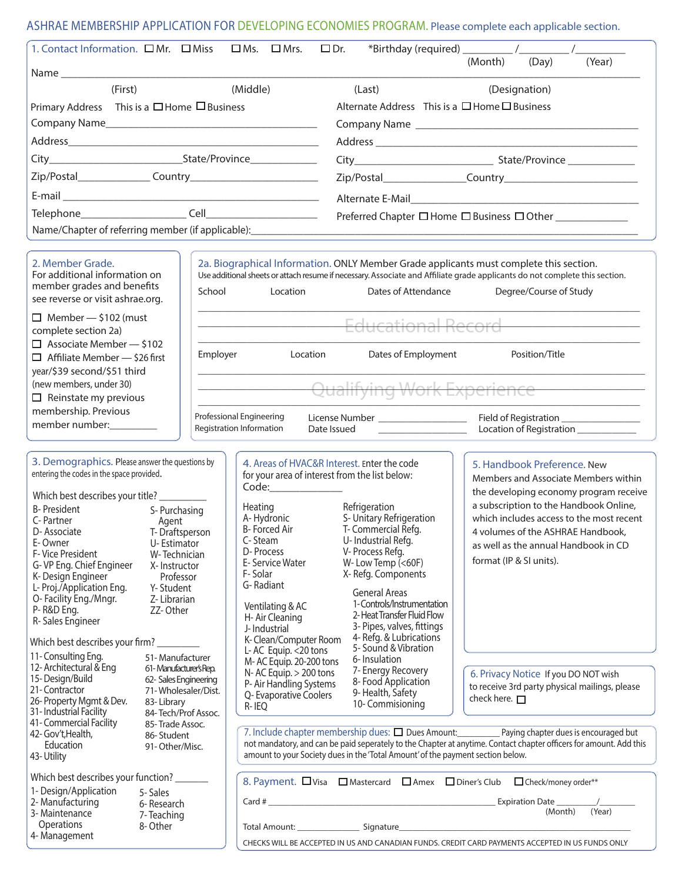# ASHRAE MEMBERSHIP APPLICATION FOR DEVELOPING ECONOMIES PROGRAM. Please complete each applicable section.

## 1. Contact Information.

☐ Mr. ☐ Miss ☐ Ms. ☐ Mrs. ☐ Dr. *Birthday (required) ________ /________ /________
(Month) (Day) (Year)

Name ________________________________________________________________
(First) (Middle) (Last) (Designation)

Primary Address This is a ☐ Home ☐ Business

Company Name ________________________

Address ________________________

City ________________ State/Province ________

Zip/Postal ________ Country ________________

E-mail ________________________

Telephone ________________ Cell ________________

Alternate Address This is a ☐ Home ☐ Business

Company Name ________________________

Address ________________________

City ________________ State/Province ________

Zip/Postal ________ Country ________________

Alternate E-Mail ________________________

Preferred Chapter ☐ Home ☐ Business ☐ Other ________

Name/Chapter of referring member (if applicable): ________________________

## 2. Member Grade.

For additional information on member grades and benefits see reverse or visit ashrae.org.

☐ Member — $102 (must complete section 2a)

☐ Associate Member — $102

☐ Affiliate Member — $26 first year/$39 second/$51 third (new members, under 30)

☐ Reinstate my previous membership. Previous member number: ________

## 2a. Biographical Information.

ONLY Member Grade applicants must complete this section.
Use additional sheets or attach resume if necessary. Associate and Affiliate grade applicants do not complete this section.

**Educational Record**

| School | Location | Dates of Attendance | Degree/Course of Study |
|---|---|---|---|
| | | | |
| | | | |
| | | | |

**Qualifying Work Experience**

| Employer | Location | Dates of Employment | Position/Title |
|---|---|---|---|
| | | | |
| | | | |
| | | | |

Professional Engineering Registration Information

License Number ________ Date Issued ________

Field of Registration ________ Location of Registration ________

## 3. Demographics.

Please answer the questions by entering the codes in the space provided.

Which best describes your title? ________

- B- President
- C- Partner
- D- Associate
- E- Owner
- F- Vice President
- G- VP Eng. Chief Engineer
- K- Design Engineer
- L- Proj./Application Eng.
- O- Facility Eng./Mngr.
- P- R&D Eng.
- R- Sales Engineer
- S- Purchasing Agent
- T- Draftsperson
- U- Estimator
- W- Technician
- X- Instructor Professor
- Y- Student
- Z- Librarian
- ZZ- Other

Which best describes your firm? ________

- 11- Consulting Eng.
- 12- Architectural & Eng
- 15- Design/Build
- 21- Contractor
- 26- Property Mgmt & Dev.
- 31- Industrial Facility
- 41- Commercial Facility
- 42- Gov't,Health, Education
- 43- Utility
- 51- Manufacturer
- 61- Manufacturer's Rep.
- 62- Sales Engineering
- 71- Wholesaler/Dist.
- 83- Library
- 84- Tech/Prof Assoc.
- 85- Trade Assoc.
- 86- Student
- 91- Other/Misc.

Which best describes your function? ________

- 1- Design/Application
- 2- Manufacturing
- 3- Maintenance Operations
- 4- Management
- 5- Sales
- 6- Research
- 7- Teaching
- 8- Other

## 4. Areas of HVAC&R Interest.

Enter the code for your area of interest from the list below:

Code: ________

**Heating**
- A- Hydronic
- B- Forced Air
- C- Steam
- D- Process
- E- Service Water
- F- Solar
- G- Radiant

**Ventilating & AC**
- H- Air Cleaning
- J- Industrial
- K- Clean/Computer Room
- L- AC Equip. <20 tons
- M- AC Equip. 20-200 tons
- N- AC Equip. > 200 tons
- P- Air Handling Systems
- Q- Evaporative Coolers
- R- IEQ

**Refrigeration**
- S- Unitary Refrigeration
- T- Commercial Refg.
- U- Industrial Refg.
- V- Process Refg.
- W- Low Temp (<60F)
- X- Refg. Components

**General Areas**
- 1- Controls/Instrumentation
- 2- Heat Transfer Fluid Flow
- 3- Pipes, valves, fittings
- 4- Refg. & Lubrications
- 5- Sound & Vibration
- 6- Insulation
- 7- Energy Recovery
- 8- Food Application
- 9- Health, Safety
- 10- Commisioning

## 5. Handbook Preference.

New Members and Associate Members within the developing economy program receive a subscription to the Handbook Online, which includes access to the most recent 4 volumes of the ASHRAE Handbook, as well as the annual Handbook in CD format (IP & SI units).

## 6. Privacy Notice

If you DO NOT wish to receive 3rd party physical mailings, please check here. ☐

## 7. Include chapter membership dues:

☐ Dues Amount: ________ Paying chapter dues is encouraged but not mandatory, and can be paid seperately to the Chapter at anytime. Contact chapter officers for amount. Add this amount to your Society dues in the 'Total Amount' of the payment section below.

## 8. Payment.

☐ Visa ☐ Mastercard ☐ Amex ☐ Diner's Club ☐ Check/money order**

Card # ________________________ Expiration Date ________ /________
(Month) (Year)

Total Amount: ________ Signature ________________________

CHECKS WILL BE ACCEPTED IN US AND CANADIAN FUNDS. CREDIT CARD PAYMENTS ACCEPTED IN US FUNDS ONLY